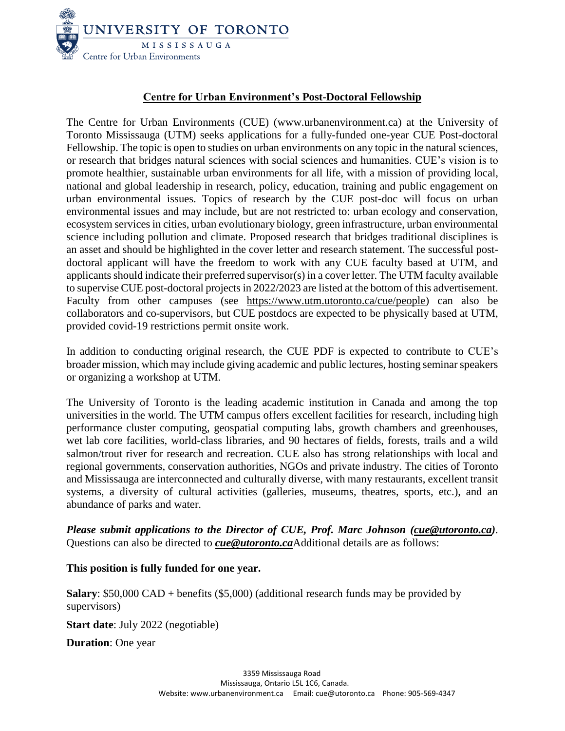UNIVERSITY OF TORONTO
MISSISSAUGA
Centre for Urban Environments

## Centre for Urban Environment's Post-Doctoral Fellowship

The Centre for Urban Environments (CUE) (www.urbanenvironment.ca) at the University of Toronto Mississauga (UTM) seeks applications for a fully-funded one-year CUE Post-doctoral Fellowship. The topic is open to studies on urban environments on any topic in the natural sciences, or research that bridges natural sciences with social sciences and humanities. CUE's vision is to promote healthier, sustainable urban environments for all life, with a mission of providing local, national and global leadership in research, policy, education, training and public engagement on urban environmental issues. Topics of research by the CUE post-doc will focus on urban environmental issues and may include, but are not restricted to: urban ecology and conservation, ecosystem services in cities, urban evolutionary biology, green infrastructure, urban environmental science including pollution and climate. Proposed research that bridges traditional disciplines is an asset and should be highlighted in the cover letter and research statement. The successful post-doctoral applicant will have the freedom to work with any CUE faculty based at UTM, and applicants should indicate their preferred supervisor(s) in a cover letter. The UTM faculty available to supervise CUE post-doctoral projects in 2022/2023 are listed at the bottom of this advertisement. Faculty from other campuses (see https://www.utm.utoronto.ca/cue/people) can also be collaborators and co-supervisors, but CUE postdocs are expected to be physically based at UTM, provided covid-19 restrictions permit onsite work.

In addition to conducting original research, the CUE PDF is expected to contribute to CUE's broader mission, which may include giving academic and public lectures, hosting seminar speakers or organizing a workshop at UTM.

The University of Toronto is the leading academic institution in Canada and among the top universities in the world. The UTM campus offers excellent facilities for research, including high performance cluster computing, geospatial computing labs, growth chambers and greenhouses, wet lab core facilities, world-class libraries, and 90 hectares of fields, forests, trails and a wild salmon/trout river for research and recreation. CUE also has strong relationships with local and regional governments, conservation authorities, NGOs and private industry. The cities of Toronto and Mississauga are interconnected and culturally diverse, with many restaurants, excellent transit systems, a diversity of cultural activities (galleries, museums, theatres, sports, etc.), and an abundance of parks and water.

***Please submit applications to the Director of CUE, Prof. Marc Johnson (cue@utoronto.ca)***. Questions can also be directed to ***cue@utoronto.ca***Additional details are as follows:

**This position is fully funded for one year.**

**Salary**: $50,000 CAD + benefits ($5,000) (additional research funds may be provided by supervisors)

**Start date**: July 2022 (negotiable)

**Duration**: One year

3359 Mississauga Road
Mississauga, Ontario L5L 1C6, Canada.
Website: www.urbanenvironment.ca Email: cue@utoronto.ca Phone: 905-569-4347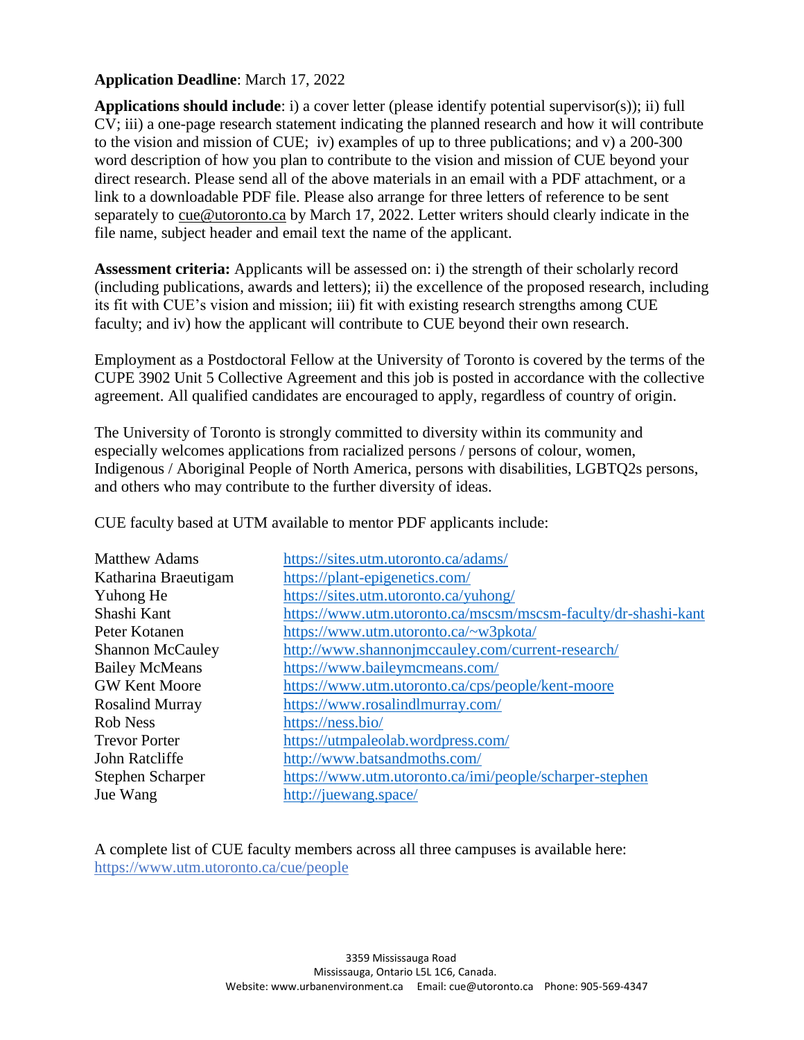**Application Deadline**: March 17, 2022

**Applications should include**: i) a cover letter (please identify potential supervisor(s)); ii) full CV; iii) a one-page research statement indicating the planned research and how it will contribute to the vision and mission of CUE; iv) examples of up to three publications; and v) a 200-300 word description of how you plan to contribute to the vision and mission of CUE beyond your direct research. Please send all of the above materials in an email with a PDF attachment, or a link to a downloadable PDF file. Please also arrange for three letters of reference to be sent separately to cue@utoronto.ca by March 17, 2022. Letter writers should clearly indicate in the file name, subject header and email text the name of the applicant.

**Assessment criteria:** Applicants will be assessed on: i) the strength of their scholarly record (including publications, awards and letters); ii) the excellence of the proposed research, including its fit with CUE's vision and mission; iii) fit with existing research strengths among CUE faculty; and iv) how the applicant will contribute to CUE beyond their own research.

Employment as a Postdoctoral Fellow at the University of Toronto is covered by the terms of the CUPE 3902 Unit 5 Collective Agreement and this job is posted in accordance with the collective agreement. All qualified candidates are encouraged to apply, regardless of country of origin.

The University of Toronto is strongly committed to diversity within its community and especially welcomes applications from racialized persons / persons of colour, women, Indigenous / Aboriginal People of North America, persons with disabilities, LGBTQ2s persons, and others who may contribute to the further diversity of ideas.

CUE faculty based at UTM available to mentor PDF applicants include:

| | |
|---|---|
| Matthew Adams | https://sites.utm.utoronto.ca/adams/ |
| Katharina Braeutigam | https://plant-epigenetics.com/ |
| Yuhong He | https://sites.utm.utoronto.ca/yuhong/ |
| Shashi Kant | https://www.utm.utoronto.ca/mscsm/mscsm-faculty/dr-shashi-kant |
| Peter Kotanen | https://www.utm.utoronto.ca/~w3pkota/ |
| Shannon McCauley | http://www.shannonjmccauley.com/current-research/ |
| Bailey McMeans | https://www.baileymcmeans.com/ |
| GW Kent Moore | https://www.utm.utoronto.ca/cps/people/kent-moore |
| Rosalind Murray | https://www.rosalindlmurray.com/ |
| Rob Ness | https://ness.bio/ |
| Trevor Porter | https://utmpaleolab.wordpress.com/ |
| John Ratcliffe | http://www.batsandmoths.com/ |
| Stephen Scharper | https://www.utm.utoronto.ca/imi/people/scharper-stephen |
| Jue Wang | http://juewang.space/ |

A complete list of CUE faculty members across all three campuses is available here: https://www.utm.utoronto.ca/cue/people

3359 Mississauga Road
Mississauga, Ontario L5L 1C6, Canada.
Website: www.urbanenvironment.ca Email: cue@utoronto.ca Phone: 905-569-4347